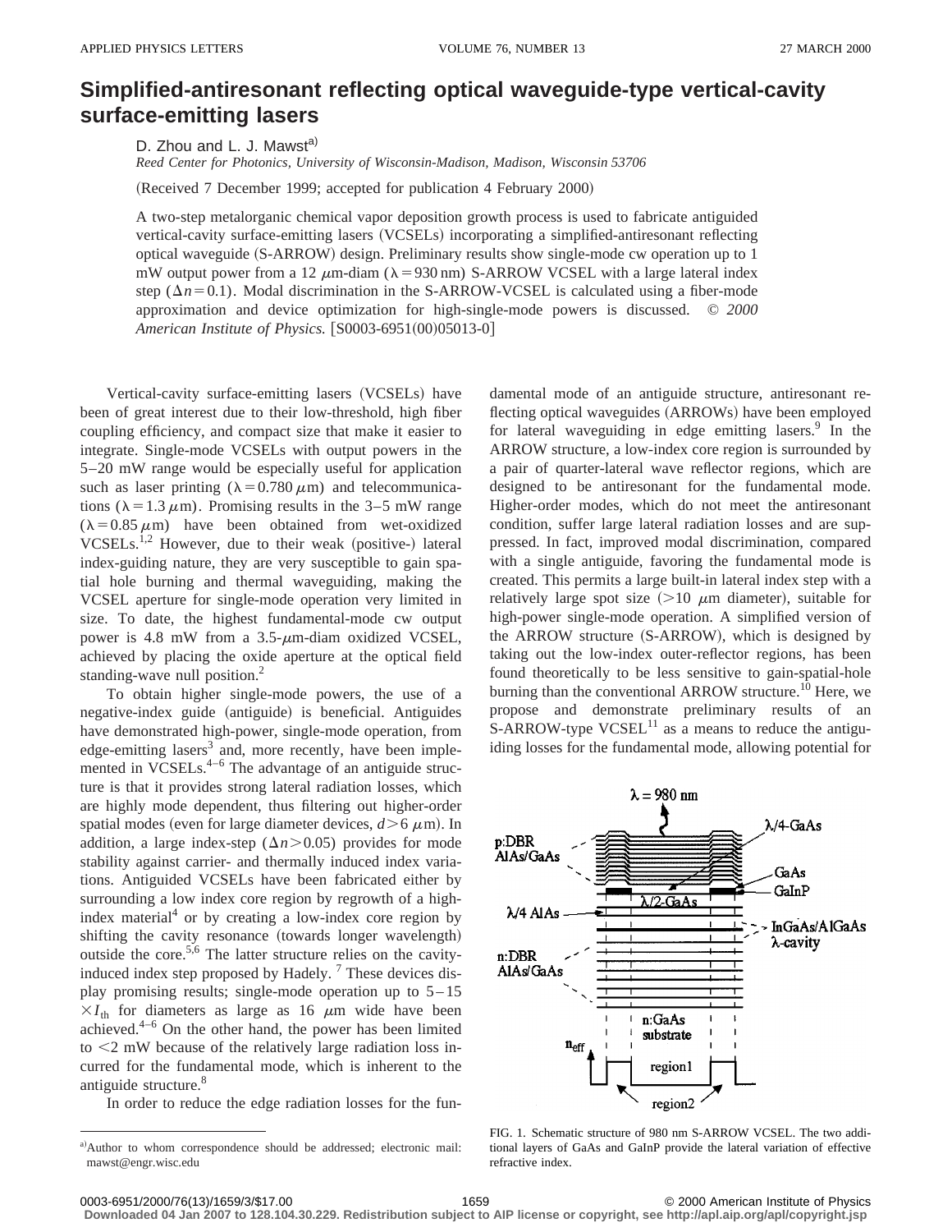# Simplified-antiresonant reflecting optical waveguide-type vertical-cavity surface-emitting lasers

D. Zhou and L. J. Mawst[a)]

*Reed Center for Photonics, University of Wisconsin-Madison, Madison, Wisconsin 53706*

(Received 7 December 1999; accepted for publication 4 February 2000)

A two-step metalorganic chemical vapor deposition growth process is used to fabricate antiguided vertical-cavity surface-emitting lasers (VCSELs) incorporating a simplified-antiresonant reflecting optical waveguide (S-ARROW) design. Preliminary results show single-mode cw operation up to 1 mW output power from a 12 $\mu$m-diam ($\lambda = 930$ nm) S-ARROW VCSEL with a large lateral index step ($\Delta n = 0.1$). Modal discrimination in the S-ARROW-VCSEL is calculated using a fiber-mode approximation and device optimization for high-single-mode powers is discussed. © *2000 American Institute of Physics.* [S0003-6951(00)05013-0]

Vertical-cavity surface-emitting lasers (VCSELs) have been of great interest due to their low-threshold, high fiber coupling efficiency, and compact size that make it easier to integrate. Single-mode VCSELs with output powers in the 5–20 mW range would be especially useful for application such as laser printing ($\lambda = 0.780\ \mu$m) and telecommunications ($\lambda = 1.3\ \mu$m). Promising results in the 3–5 mW range ($\lambda = 0.85\ \mu$m) have been obtained from wet-oxidized VCSELs.[1,2] However, due to their weak (positive-) lateral index-guiding nature, they are very susceptible to gain spatial hole burning and thermal waveguiding, making the VCSEL aperture for single-mode operation very limited in size. To date, the highest fundamental-mode cw output power is 4.8 mW from a 3.5-$\mu$m-diam oxidized VCSEL, achieved by placing the oxide aperture at the optical field standing-wave null position.[2]

To obtain higher single-mode powers, the use of a negative-index guide (antiguide) is beneficial. Antiguides have demonstrated high-power, single-mode operation, from edge-emitting lasers[3] and, more recently, have been implemented in VCSELs.[4–6] The advantage of an antiguide structure is that it provides strong lateral radiation losses, which are highly mode dependent, thus filtering out higher-order spatial modes (even for large diameter devices, $d > 6\ \mu$m). In addition, a large index-step ($\Delta n > 0.05$) provides for mode stability against carrier- and thermally induced index variations. Antiguided VCSELs have been fabricated either by surrounding a low index core region by regrowth of a high-index material[4] or by creating a low-index core region by shifting the cavity resonance (towards longer wavelength) outside the core.[5,6] The latter structure relies on the cavity-induced index step proposed by Hadely.[7] These devices display promising results; single-mode operation up to $5-15 \times I_{th}$ for diameters as large as 16 $\mu$m wide have been achieved.[4–6] On the other hand, the power has been limited to $<2$ mW because of the relatively large radiation loss incurred for the fundamental mode, which is inherent to the antiguide structure.[8]

In order to reduce the edge radiation losses for the fundamental mode of an antiguide structure, antiresonant reflecting optical waveguides (ARROWs) have been employed for lateral waveguiding in edge emitting lasers.[9] In the ARROW structure, a low-index core region is surrounded by a pair of quarter-lateral wave reflector regions, which are designed to be antiresonant for the fundamental mode. Higher-order modes, which do not meet the antiresonant condition, suffer large lateral radiation losses and are suppressed. In fact, improved modal discrimination, compared with a single antiguide, favoring the fundamental mode is created. This permits a large built-in lateral index step with a relatively large spot size ($>10\ \mu$m diameter), suitable for high-power single-mode operation. A simplified version of the ARROW structure (S-ARROW), which is designed by taking out the low-index outer-reflector regions, has been found theoretically to be less sensitive to gain-spatial-hole burning than the conventional ARROW structure.[10] Here, we propose and demonstrate preliminary results of an S-ARROW-type VCSEL[11] as a means to reduce the antiguiding losses for the fundamental mode, allowing potential for

FIG. 1. Schematic structure of 980 nm S-ARROW VCSEL. The two additional layers of GaAs and GaInP provide the lateral variation of effective refractive index.

[a)]Author to whom correspondence should be addressed; electronic mail: mawst@engr.wisc.edu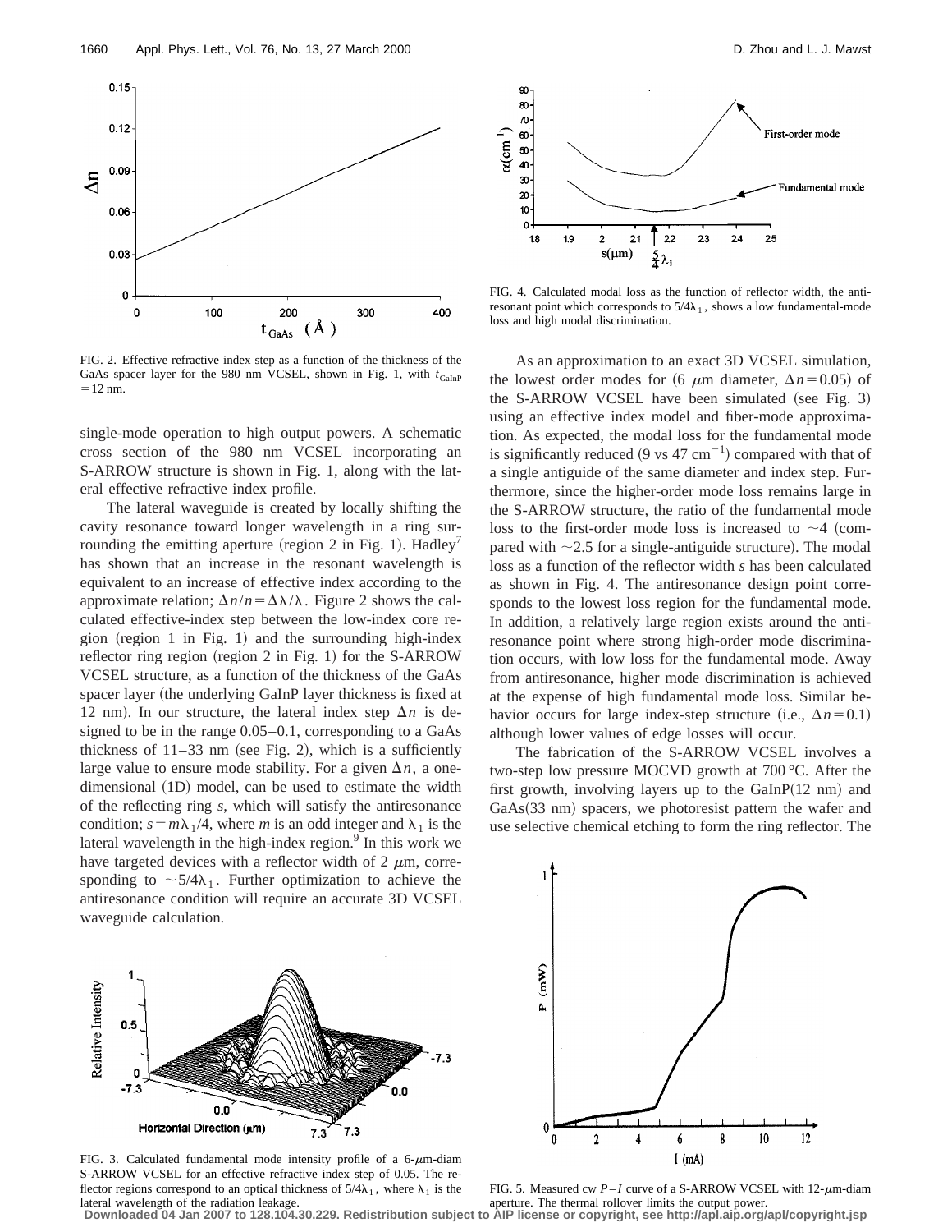single-mode operation to high output powers. A schematic cross section of the 980 nm VCSEL incorporating an S-ARROW structure is shown in Fig. 1, along with the lateral effective refractive index profile.

The lateral waveguide is created by locally shifting the cavity resonance toward longer wavelength in a ring surrounding the emitting aperture (region 2 in Fig. 1). Hadley[7] has shown that an increase in the resonant wavelength is equivalent to an increase of effective index according to the approximate relation; $\Delta n/n = \Delta\lambda/\lambda$. Figure 2 shows the calculated effective-index step between the low-index core region (region 1 in Fig. 1) and the surrounding high-index reflector ring region (region 2 in Fig. 1) for the S-ARROW VCSEL structure, as a function of the thickness of the GaAs spacer layer (the underlying GaInP layer thickness is fixed at 12 nm). In our structure, the lateral index step $\Delta n$ is designed to be in the range 0.05–0.1, corresponding to a GaAs thickness of 11–33 nm (see Fig. 2), which is a sufficiently large value to ensure mode stability. For a given $\Delta n$, a one-dimensional (1D) model, can be used to estimate the width of the reflecting ring $s$, which will satisfy the antiresonance condition; $s = m\lambda_1/4$, where $m$ is an odd integer and $\lambda_1$ is the lateral wavelength in the high-index region.[9] In this work we have targeted devices with a reflector width of 2 $\mu$m, corresponding to $\sim 5/4\lambda_1$. Further optimization to achieve the antiresonance condition will require an accurate 3D VCSEL waveguide calculation.

FIG. 2. Effective refractive index step as a function of the thickness of the GaAs spacer layer for the 980 nm VCSEL, shown in Fig. 1, with $t_{\mathrm{GaInP}} = 12$ nm.

FIG. 3. Calculated fundamental mode intensity profile of a 6-$\mu$m-diam S-ARROW VCSEL for an effective refractive index step of 0.05. The reflector regions correspond to an optical thickness of $5/4\lambda_1$, where $\lambda_1$ is the lateral wavelength of the radiation leakage.

FIG. 4. Calculated modal loss as the function of reflector width, the antiresonant point which corresponds to $5/4\lambda_1$, shows a low fundamental-mode loss and high modal discrimination.

As an approximation to an exact 3D VCSEL simulation, the lowest order modes for (6 $\mu$m diameter, $\Delta n = 0.05$) of the S-ARROW VCSEL have been simulated (see Fig. 3) using an effective index model and fiber-mode approximation. As expected, the modal loss for the fundamental mode is significantly reduced (9 vs 47 $\mathrm{cm}^{-1}$) compared with that of a single antiguide of the same diameter and index step. Furthermore, since the higher-order mode loss remains large in the S-ARROW structure, the ratio of the fundamental mode loss to the first-order mode loss is increased to $\sim 4$ (compared with $\sim 2.5$ for a single-antiguide structure). The modal loss as a function of the reflector width $s$ has been calculated as shown in Fig. 4. The antiresonance design point corresponds to the lowest loss region for the fundamental mode. In addition, a relatively large region exists around the antiresonance point where strong high-order mode discrimination occurs, with low loss for the fundamental mode. Away from antiresonance, higher mode discrimination is achieved at the expense of high fundamental mode loss. Similar behavior occurs for large index-step structure (i.e., $\Delta n = 0.1$) although lower values of edge losses will occur.

The fabrication of the S-ARROW VCSEL involves a two-step low pressure MOCVD growth at 700 °C. After the first growth, involving layers up to the GaInP(12 nm) and GaAs(33 nm) spacers, we photoresist pattern the wafer and use selective chemical etching to form the ring reflector. The

FIG. 5. Measured cw $P$–$I$ curve of a S-ARROW VCSEL with 12-$\mu$m-diam aperture. The thermal rollover limits the output power.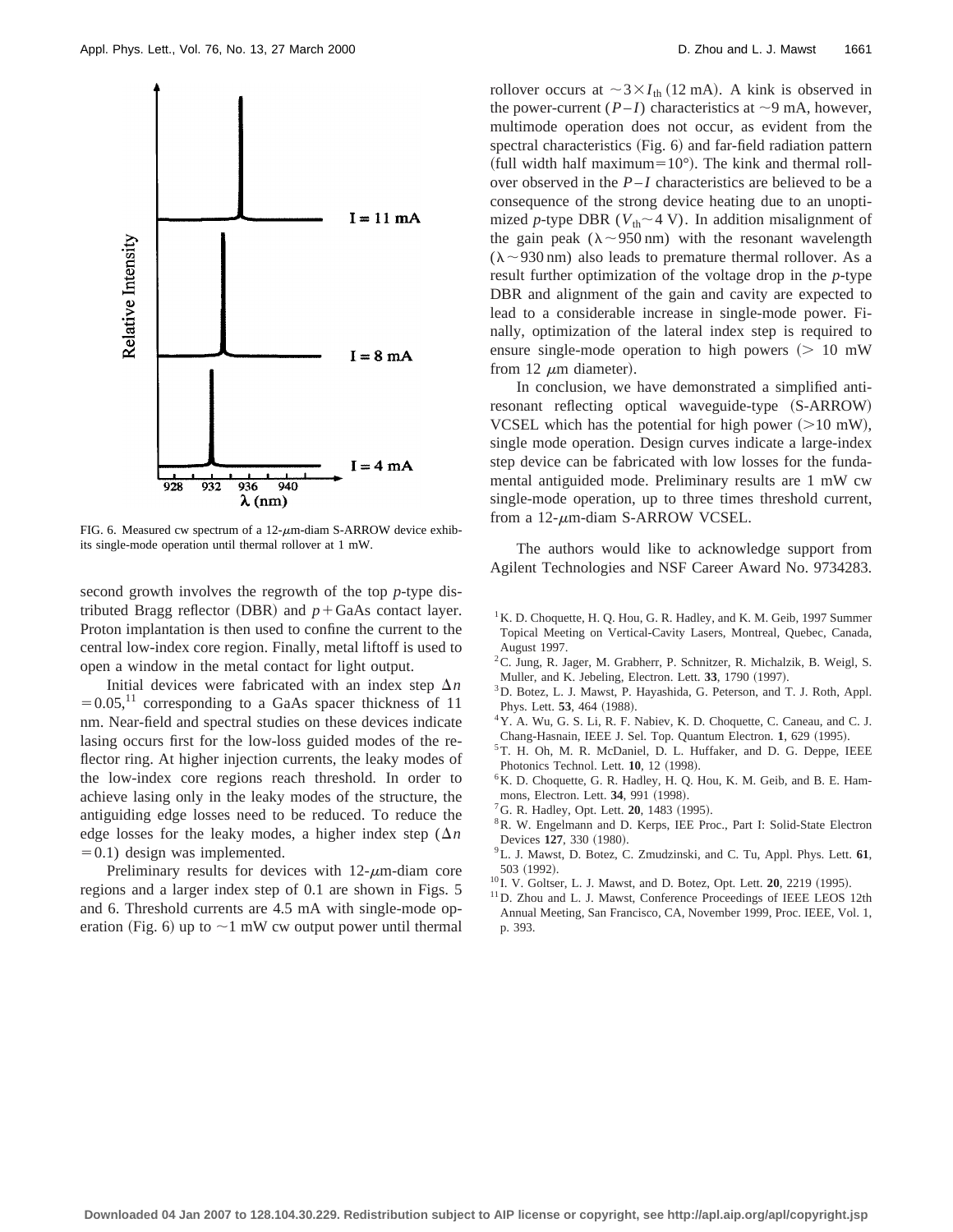Relative Intensity

I = 11 mA

I = 8 mA

I = 4 mA

928 932 936 940

λ (nm)

FIG. 6. Measured cw spectrum of a 12-μm-diam S-ARROW device exhibits single-mode operation until thermal rollover at 1 mW.

second growth involves the regrowth of the top *p*-type distributed Bragg reflector (DBR) and *p*+GaAs contact layer. Proton implantation is then used to confine the current to the central low-index core region. Finally, metal liftoff is used to open a window in the metal contact for light output.

Initial devices were fabricated with an index step $\Delta n = 0.05$,[11] corresponding to a GaAs spacer thickness of 11 nm. Near-field and spectral studies on these devices indicate lasing occurs first for the low-loss guided modes of the reflector ring. At higher injection currents, the leaky modes of the low-index core regions reach threshold. In order to achieve lasing only in the leaky modes of the structure, the antiguiding edge losses need to be reduced. To reduce the edge losses for the leaky modes, a higher index step ($\Delta n = 0.1$) design was implemented.

Preliminary results for devices with 12-μm-diam core regions and a larger index step of 0.1 are shown in Figs. 5 and 6. Threshold currents are 4.5 mA with single-mode operation (Fig. 6) up to ~1 mW cw output power until thermal rollover occurs at $\sim 3 \times I_{th}$ (12 mA). A kink is observed in the power-current ($P-I$) characteristics at ~9 mA, however, multimode operation does not occur, as evident from the spectral characteristics (Fig. 6) and far-field radiation pattern (full width half maximum = 10°). The kink and thermal rollover observed in the $P-I$ characteristics are believed to be a consequence of the strong device heating due to an unoptimized *p*-type DBR ($V_{th} \sim 4$ V). In addition misalignment of the gain peak ($\lambda \sim 950$ nm) with the resonant wavelength ($\lambda \sim 930$ nm) also leads to premature thermal rollover. As a result further optimization of the voltage drop in the *p*-type DBR and alignment of the gain and cavity are expected to lead to a considerable increase in single-mode power. Finally, optimization of the lateral index step is required to ensure single-mode operation to high powers (> 10 mW from 12 μm diameter).

In conclusion, we have demonstrated a simplified antiresonant reflecting optical waveguide-type (S-ARROW) VCSEL which has the potential for high power (>10 mW), single mode operation. Design curves indicate a large-index step device can be fabricated with low losses for the fundamental antiguided mode. Preliminary results are 1 mW cw single-mode operation, up to three times threshold current, from a 12-μm-diam S-ARROW VCSEL.

The authors would like to acknowledge support from Agilent Technologies and NSF Career Award No. 9734283.

[1] K. D. Choquette, H. Q. Hou, G. R. Hadley, and K. M. Geib, 1997 Summer Topical Meeting on Vertical-Cavity Lasers, Montreal, Quebec, Canada, August 1997.

[2] C. Jung, R. Jager, M. Grabherr, P. Schnitzer, R. Michalzik, B. Weigl, S. Muller, and K. Jebeling, Electron. Lett. **33**, 1790 (1997).

[3] D. Botez, L. J. Mawst, P. Hayashida, G. Peterson, and T. J. Roth, Appl. Phys. Lett. **53**, 464 (1988).

[4] Y. A. Wu, G. S. Li, R. F. Nabiev, K. D. Choquette, C. Caneau, and C. J. Chang-Hasnain, IEEE J. Sel. Top. Quantum Electron. **1**, 629 (1995).

[5] T. H. Oh, M. R. McDaniel, D. L. Huffaker, and D. G. Deppe, IEEE Photonics Technol. Lett. **10**, 12 (1998).

[6] K. D. Choquette, G. R. Hadley, H. Q. Hou, K. M. Geib, and B. E. Hammons, Electron. Lett. **34**, 991 (1998).

[7] G. R. Hadley, Opt. Lett. **20**, 1483 (1995).

[8] R. W. Engelmann and D. Kerps, IEE Proc., Part I: Solid-State Electron Devices **127**, 330 (1980).

[9] L. J. Mawst, D. Botez, C. Zmudzinski, and C. Tu, Appl. Phys. Lett. **61**, 503 (1992).

[10] I. V. Goltser, L. J. Mawst, and D. Botez, Opt. Lett. **20**, 2219 (1995).

[11] D. Zhou and L. J. Mawst, Conference Proceedings of IEEE LEOS 12th Annual Meeting, San Francisco, CA, November 1999, Proc. IEEE, Vol. 1, p. 393.